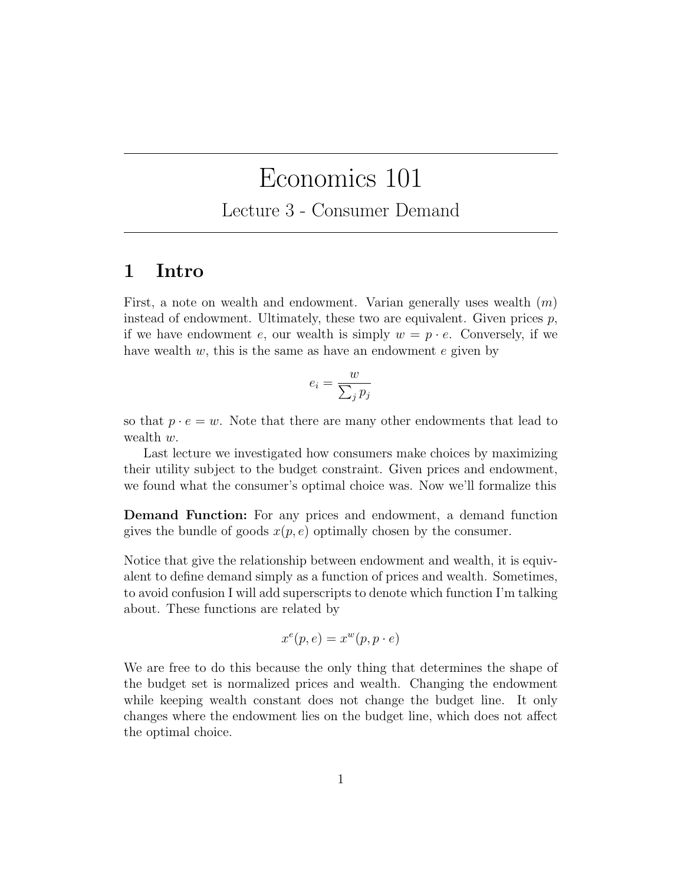# Economics 101

## Lecture 3 - Consumer Demand

## 1 Intro

First, a note on wealth and endowment. Varian generally uses wealth ($m$) instead of endowment. Ultimately, these two are equivalent. Given prices $p$, if we have endowment $e$, our wealth is simply $w = p \cdot e$. Conversely, if we have wealth $w$, this is the same as have an endowment $e$ given by

$$e_i = \frac{w}{\sum_j p_j}$$

so that $p \cdot e = w$. Note that there are many other endowments that lead to wealth $w$.

Last lecture we investigated how consumers make choices by maximizing their utility subject to the budget constraint. Given prices and endowment, we found what the consumer's optimal choice was. Now we'll formalize this

**Demand Function:** For any prices and endowment, a demand function gives the bundle of goods $x(p, e)$ optimally chosen by the consumer.

Notice that give the relationship between endowment and wealth, it is equivalent to define demand simply as a function of prices and wealth. Sometimes, to avoid confusion I will add superscripts to denote which function I'm talking about. These functions are related by

$$x^e(p, e) = x^w(p, p \cdot e)$$

We are free to do this because the only thing that determines the shape of the budget set is normalized prices and wealth. Changing the endowment while keeping wealth constant does not change the budget line. It only changes where the endowment lies on the budget line, which does not affect the optimal choice.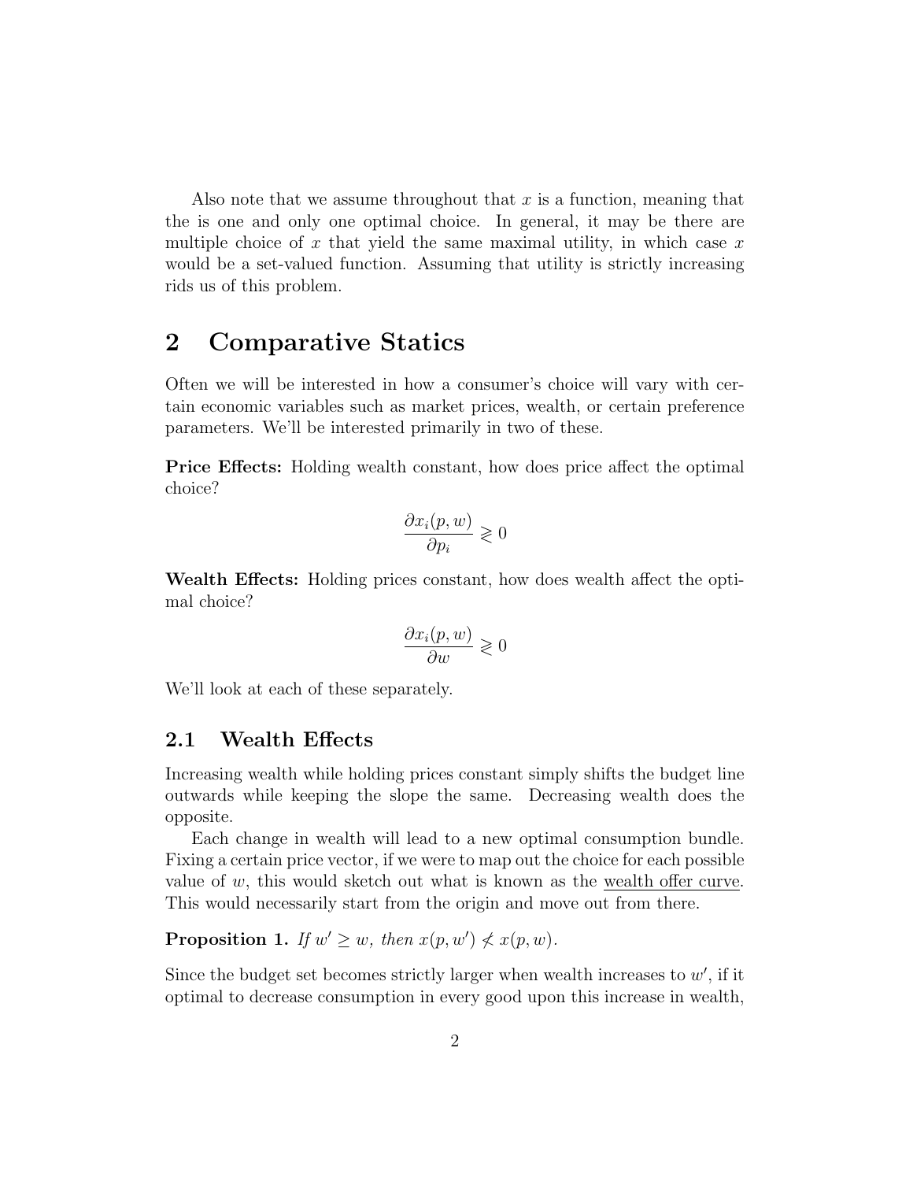Also note that we assume throughout that $x$ is a function, meaning that the is one and only one optimal choice. In general, it may be there are multiple choice of $x$ that yield the same maximal utility, in which case $x$ would be a set-valued function. Assuming that utility is strictly increasing rids us of this problem.

## 2 Comparative Statics

Often we will be interested in how a consumer's choice will vary with certain economic variables such as market prices, wealth, or certain preference parameters. We'll be interested primarily in two of these.

**Price Effects:** Holding wealth constant, how does price affect the optimal choice?

$$\frac{\partial x_i(p, w)}{\partial p_i} \gtrless 0$$

**Wealth Effects:** Holding prices constant, how does wealth affect the optimal choice?

$$\frac{\partial x_i(p, w)}{\partial w} \gtrless 0$$

We'll look at each of these separately.

### 2.1 Wealth Effects

Increasing wealth while holding prices constant simply shifts the budget line outwards while keeping the slope the same. Decreasing wealth does the opposite.

Each change in wealth will lead to a new optimal consumption bundle. Fixing a certain price vector, if we were to map out the choice for each possible value of $w$, this would sketch out what is known as the <u>wealth offer curve</u>. This would necessarily start from the origin and move out from there.

**Proposition 1.** *If $w' \geq w$, then $x(p, w') \not< x(p, w)$.*

Since the budget set becomes strictly larger when wealth increases to $w'$, if it optimal to decrease consumption in every good upon this increase in wealth,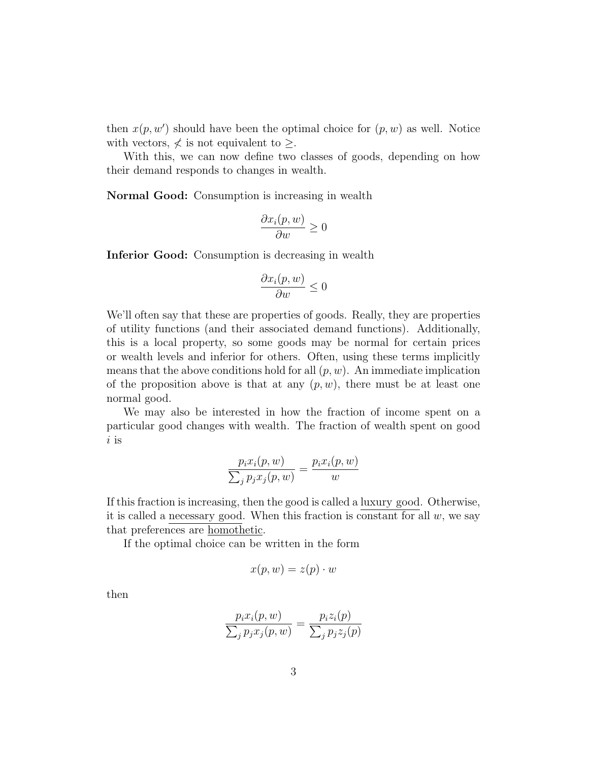then $x(p, w')$ should have been the optimal choice for $(p, w)$ as well. Notice with vectors, $\not< $ is not equivalent to $\geq$.

With this, we can now define two classes of goods, depending on how their demand responds to changes in wealth.

**Normal Good:** Consumption is increasing in wealth

$$\frac{\partial x_i(p, w)}{\partial w} \geq 0$$

**Inferior Good:** Consumption is decreasing in wealth

$$\frac{\partial x_i(p, w)}{\partial w} \leq 0$$

We'll often say that these are properties of goods. Really, they are properties of utility functions (and their associated demand functions). Additionally, this is a local property, so some goods may be normal for certain prices or wealth levels and inferior for others. Often, using these terms implicitly means that the above conditions hold for all $(p, w)$. An immediate implication of the proposition above is that at any $(p, w)$, there must be at least one normal good.

We may also be interested in how the fraction of income spent on a particular good changes with wealth. The fraction of wealth spent on good $i$ is

$$\frac{p_i x_i(p, w)}{\sum_j p_j x_j(p, w)} = \frac{p_i x_i(p, w)}{w}$$

If this fraction is increasing, then the good is called a luxury good. Otherwise, it is called a necessary good. When this fraction is constant for all $w$, we say that preferences are homothetic.

If the optimal choice can be written in the form

$$x(p, w) = z(p) \cdot w$$

then

$$\frac{p_i x_i(p, w)}{\sum_j p_j x_j(p, w)} = \frac{p_i z_i(p)}{\sum_j p_j z_j(p)}$$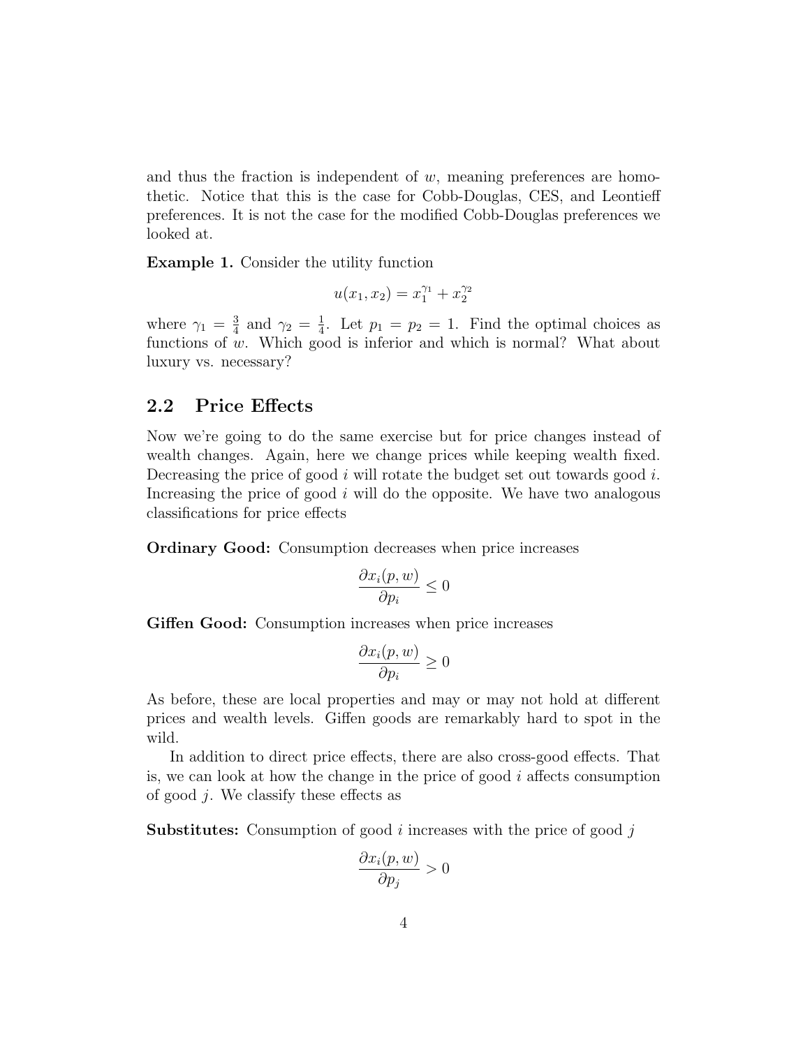and thus the fraction is independent of $w$, meaning preferences are homothetic. Notice that this is the case for Cobb-Douglas, CES, and Leontieff preferences. It is not the case for the modified Cobb-Douglas preferences we looked at.

**Example 1.** Consider the utility function

$$u(x_1, x_2) = x_1^{\gamma_1} + x_2^{\gamma_2}$$

where $\gamma_1 = \frac{3}{4}$ and $\gamma_2 = \frac{1}{4}$. Let $p_1 = p_2 = 1$. Find the optimal choices as functions of $w$. Which good is inferior and which is normal? What about luxury vs. necessary?

## 2.2 Price Effects

Now we're going to do the same exercise but for price changes instead of wealth changes. Again, here we change prices while keeping wealth fixed. Decreasing the price of good $i$ will rotate the budget set out towards good $i$. Increasing the price of good $i$ will do the opposite. We have two analogous classifications for price effects

**Ordinary Good:** Consumption decreases when price increases

$$\frac{\partial x_i(p, w)}{\partial p_i} \leq 0$$

**Giffen Good:** Consumption increases when price increases

$$\frac{\partial x_i(p, w)}{\partial p_i} \geq 0$$

As before, these are local properties and may or may not hold at different prices and wealth levels. Giffen goods are remarkably hard to spot in the wild.

In addition to direct price effects, there are also cross-good effects. That is, we can look at how the change in the price of good $i$ affects consumption of good $j$. We classify these effects as

**Substitutes:** Consumption of good $i$ increases with the price of good $j$

$$\frac{\partial x_i(p, w)}{\partial p_j} > 0$$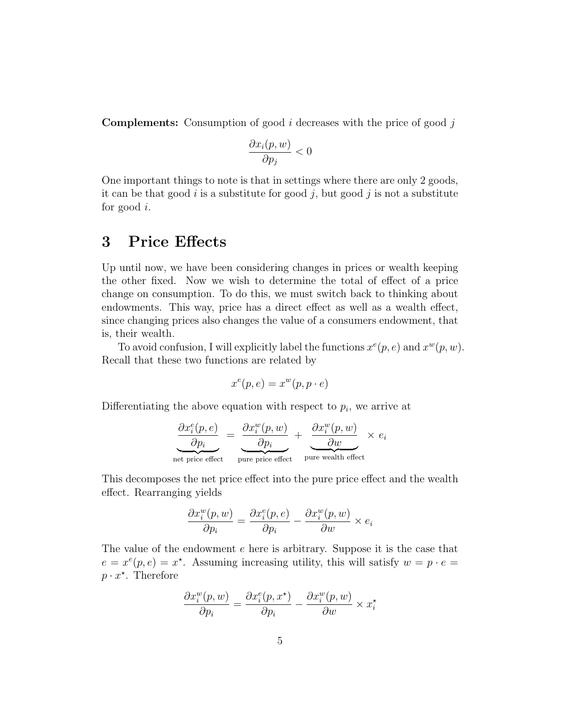**Complements:** Consumption of good $i$ decreases with the price of good $j$

$$\frac{\partial x_i(p,w)}{\partial p_j} < 0$$

One important things to note is that in settings where there are only 2 goods, it can be that good $i$ is a substitute for good $j$, but good $j$ is not a substitute for good $i$.

# 3 Price Effects

Up until now, we have been considering changes in prices or wealth keeping the other fixed. Now we wish to determine the total of effect of a price change on consumption. To do this, we must switch back to thinking about endowments. This way, price has a direct effect as well as a wealth effect, since changing prices also changes the value of a consumers endowment, that is, their wealth.

To avoid confusion, I will explicitly label the functions $x^e(p,e)$ and $x^w(p,w)$. Recall that these two functions are related by

$$x^e(p,e) = x^w(p, p \cdot e)$$

Differentiating the above equation with respect to $p_i$, we arrive at

$$\underbrace{\frac{\partial x_i^e(p,e)}{\partial p_i}}_{\text{net price effect}} = \underbrace{\frac{\partial x_i^w(p,w)}{\partial p_i}}_{\text{pure price effect}} + \underbrace{\frac{\partial x_i^w(p,w)}{\partial w}}_{\text{pure wealth effect}} \times e_i$$

This decomposes the net price effect into the pure price effect and the wealth effect. Rearranging yields

$$\frac{\partial x_i^w(p,w)}{\partial p_i} = \frac{\partial x_i^e(p,e)}{\partial p_i} - \frac{\partial x_i^w(p,w)}{\partial w} \times e_i$$

The value of the endowment $e$ here is arbitrary. Suppose it is the case that $e = x^e(p,e) = x^\star$. Assuming increasing utility, this will satisfy $w = p \cdot e = p \cdot x^\star$. Therefore

$$\frac{\partial x_i^w(p,w)}{\partial p_i} = \frac{\partial x_i^e(p,x^\star)}{\partial p_i} - \frac{\partial x_i^w(p,w)}{\partial w} \times x_i^\star$$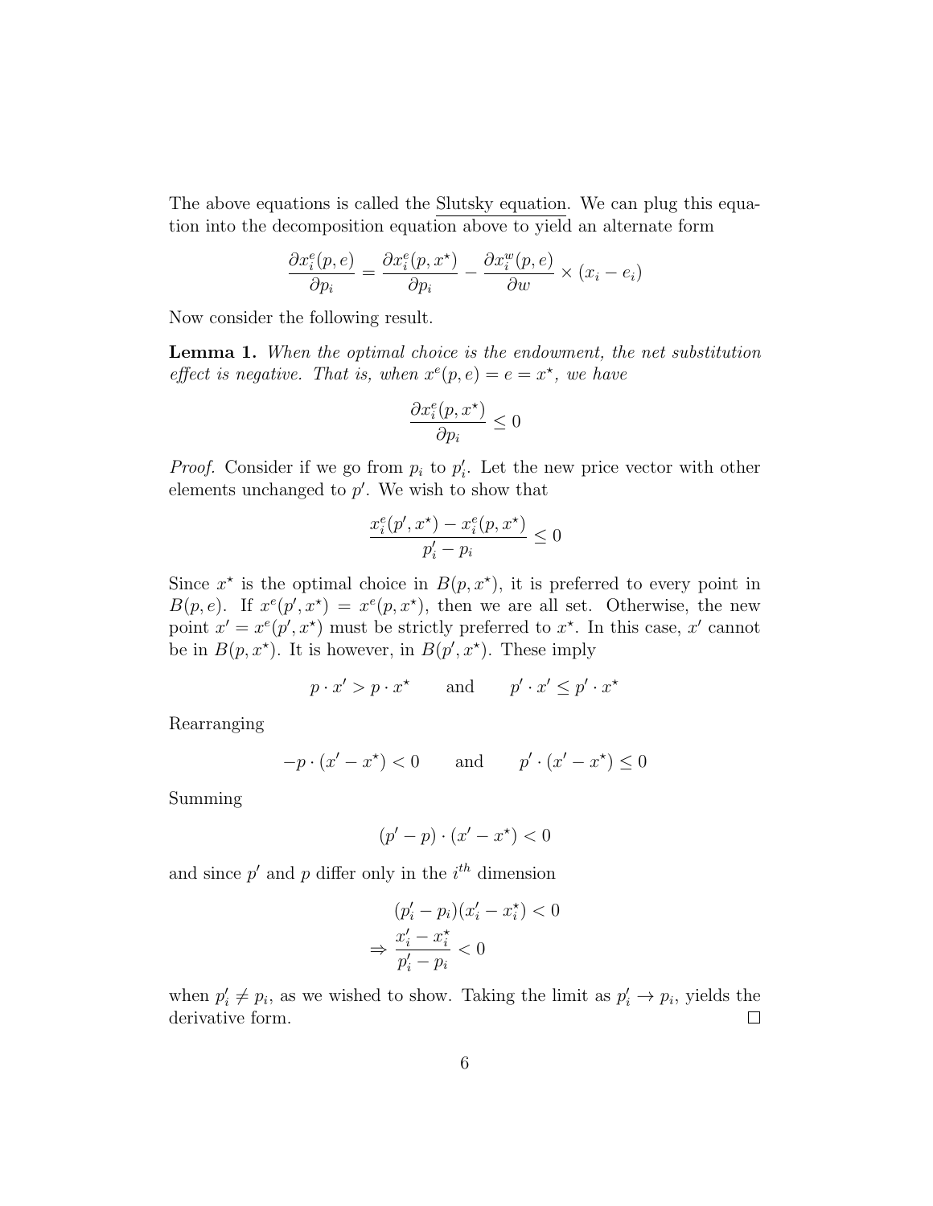The above equations is called the Slutsky equation. We can plug this equation into the decomposition equation above to yield an alternate form

$$\frac{\partial x_i^e(p,e)}{\partial p_i} = \frac{\partial x_i^e(p,x^\star)}{\partial p_i} - \frac{\partial x_i^w(p,e)}{\partial w} \times (x_i - e_i)$$

Now consider the following result.

**Lemma 1.** *When the optimal choice is the endowment, the net substitution effect is negative. That is, when $x^e(p,e) = e = x^\star$, we have*

$$\frac{\partial x_i^e(p,x^\star)}{\partial p_i} \leq 0$$

*Proof.* Consider if we go from $p_i$ to $p_i'$. Let the new price vector with other elements unchanged to $p'$. We wish to show that

$$\frac{x_i^e(p',x^\star) - x_i^e(p,x^\star)}{p_i' - p_i} \leq 0$$

Since $x^\star$ is the optimal choice in $B(p,x^\star)$, it is preferred to every point in $B(p,e)$. If $x^e(p',x^\star) = x^e(p,x^\star)$, then we are all set. Otherwise, the new point $x' = x^e(p',x^\star)$ must be strictly preferred to $x^\star$. In this case, $x'$ cannot be in $B(p,x^\star)$. It is however, in $B(p',x^\star)$. These imply

$$p \cdot x' > p \cdot x^\star \qquad \text{and} \qquad p' \cdot x' \leq p' \cdot x^\star$$

Rearranging

$$-p \cdot (x' - x^\star) < 0 \qquad \text{and} \qquad p' \cdot (x' - x^\star) \leq 0$$

Summing

$$(p' - p) \cdot (x' - x^\star) < 0$$

and since $p'$ and $p$ differ only in the $i^{th}$ dimension

$$(p_i' - p_i)(x_i' - x_i^\star) < 0$$

$$\Rightarrow \frac{x_i' - x_i^\star}{p_i' - p_i} < 0$$

when $p_i' \neq p_i$, as we wished to show. Taking the limit as $p_i' \to p_i$, yields the derivative form. □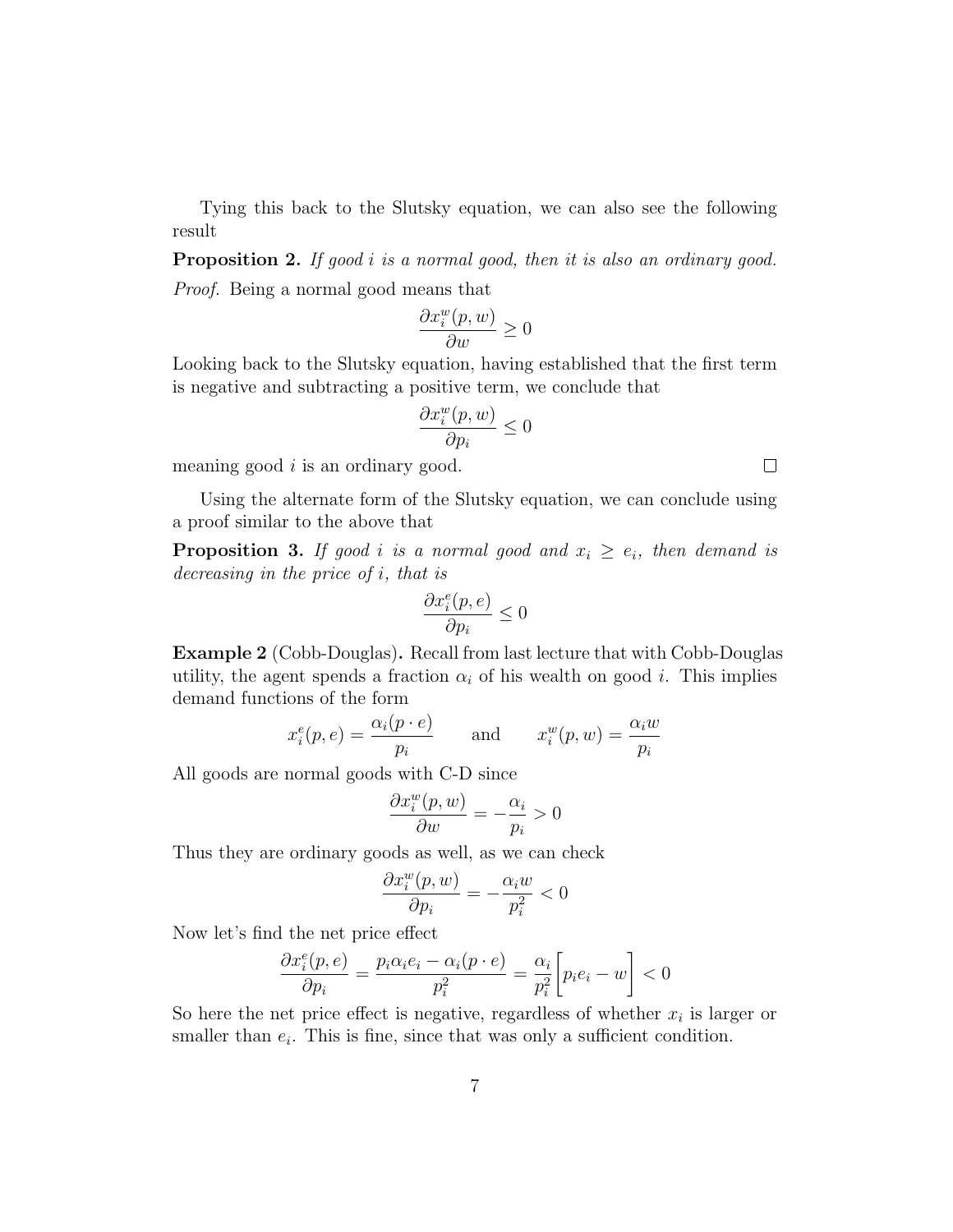Tying this back to the Slutsky equation, we can also see the following result

**Proposition 2.** *If good $i$ is a normal good, then it is also an ordinary good.*

*Proof.* Being a normal good means that

$$\frac{\partial x_i^w(p,w)}{\partial w} \geq 0$$

Looking back to the Slutsky equation, having established that the first term is negative and subtracting a positive term, we conclude that

$$\frac{\partial x_i^w(p,w)}{\partial p_i} \leq 0$$

meaning good $i$ is an ordinary good. □

Using the alternate form of the Slutsky equation, we can conclude using a proof similar to the above that

**Proposition 3.** *If good $i$ is a normal good and $x_i \geq e_i$, then demand is decreasing in the price of $i$, that is*

$$\frac{\partial x_i^e(p,e)}{\partial p_i} \leq 0$$

**Example 2** (Cobb-Douglas)**.** Recall from last lecture that with Cobb-Douglas utility, the agent spends a fraction $\alpha_i$ of his wealth on good $i$. This implies demand functions of the form

$$x_i^e(p,e) = \frac{\alpha_i(p \cdot e)}{p_i} \qquad \text{and} \qquad x_i^w(p,w) = \frac{\alpha_i w}{p_i}$$

All goods are normal goods with C-D since

$$\frac{\partial x_i^w(p,w)}{\partial w} = -\frac{\alpha_i}{p_i} > 0$$

Thus they are ordinary goods as well, as we can check

$$\frac{\partial x_i^w(p,w)}{\partial p_i} = -\frac{\alpha_i w}{p_i^2} < 0$$

Now let's find the net price effect

$$\frac{\partial x_i^e(p,e)}{\partial p_i} = \frac{p_i \alpha_i e_i - \alpha_i(p \cdot e)}{p_i^2} = \frac{\alpha_i}{p_i^2}\bigg[p_i e_i - w\bigg] < 0$$

So here the net price effect is negative, regardless of whether $x_i$ is larger or smaller than $e_i$. This is fine, since that was only a sufficient condition.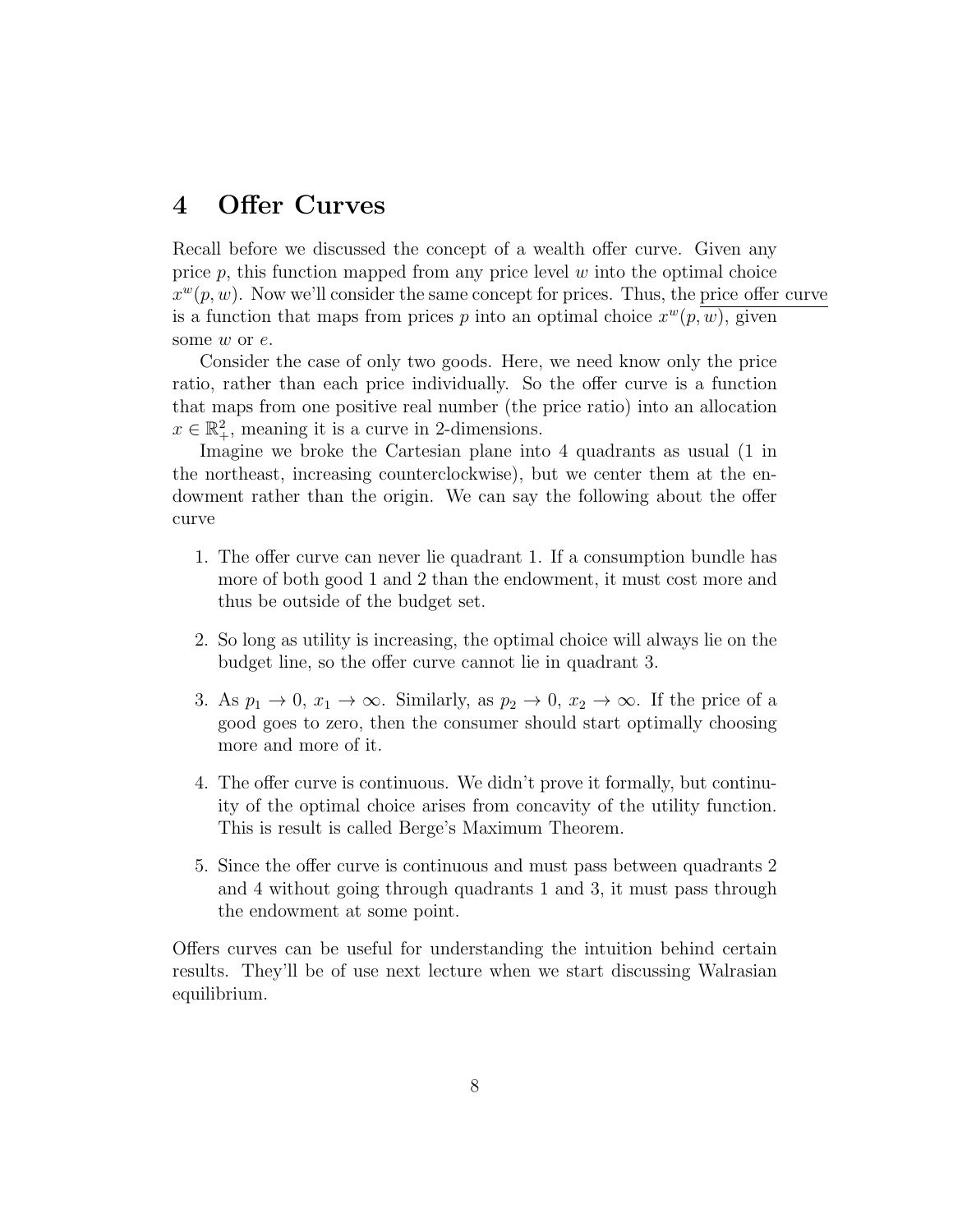## 4 Offer Curves

Recall before we discussed the concept of a wealth offer curve. Given any price $p$, this function mapped from any price level $w$ into the optimal choice $x^w(p, w)$. Now we'll consider the same concept for prices. Thus, the price offer curve is a function that maps from prices $p$ into an optimal choice $x^w(p, w)$, given some $w$ or $e$.

Consider the case of only two goods. Here, we need know only the price ratio, rather than each price individually. So the offer curve is a function that maps from one positive real number (the price ratio) into an allocation $x \in \mathbb{R}^2_+$, meaning it is a curve in 2-dimensions.

Imagine we broke the Cartesian plane into 4 quadrants as usual (1 in the northeast, increasing counterclockwise), but we center them at the endowment rather than the origin. We can say the following about the offer curve

1. The offer curve can never lie quadrant 1. If a consumption bundle has more of both good 1 and 2 than the endowment, it must cost more and thus be outside of the budget set.

2. So long as utility is increasing, the optimal choice will always lie on the budget line, so the offer curve cannot lie in quadrant 3.

3. As $p_1 \to 0$, $x_1 \to \infty$. Similarly, as $p_2 \to 0$, $x_2 \to \infty$. If the price of a good goes to zero, then the consumer should start optimally choosing more and more of it.

4. The offer curve is continuous. We didn't prove it formally, but continuity of the optimal choice arises from concavity of the utility function. This is result is called Berge's Maximum Theorem.

5. Since the offer curve is continuous and must pass between quadrants 2 and 4 without going through quadrants 1 and 3, it must pass through the endowment at some point.

Offers curves can be useful for understanding the intuition behind certain results. They'll be of use next lecture when we start discussing Walrasian equilibrium.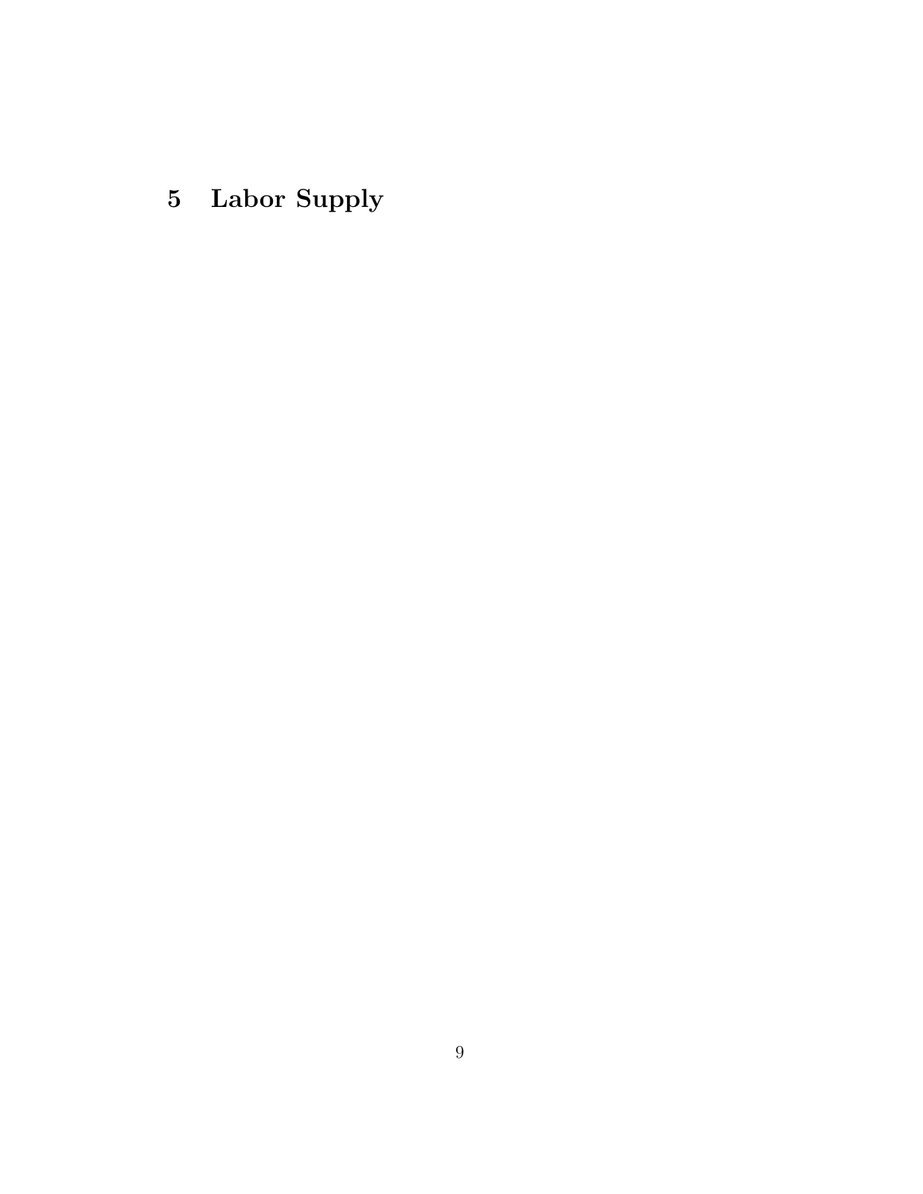# 5 Labor Supply